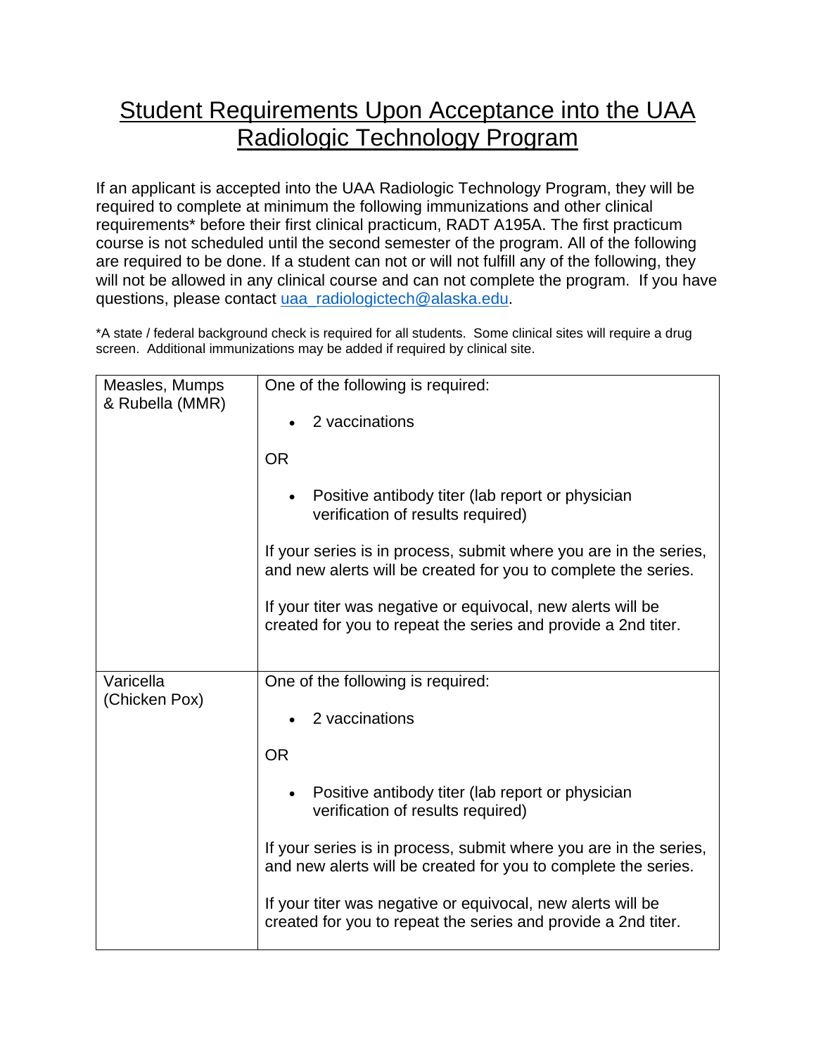# Student Requirements Upon Acceptance into the UAA Radiologic Technology Program

If an applicant is accepted into the UAA Radiologic Technology Program, they will be required to complete at minimum the following immunizations and other clinical requirements* before their first clinical practicum, RADT A195A. The first practicum course is not scheduled until the second semester of the program. All of the following are required to be done. If a student can not or will not fulfill any of the following, they will not be allowed in any clinical course and can not complete the program. If you have questions, please contact [uaa_radiologictech@alaska.edu](mailto:uaa_radiologictech@alaska.edu).

*A state / federal background check is required for all students. Some clinical sites will require a drug screen. Additional immunizations may be added if required by clinical site.

| | |
|---|---|
| Measles, Mumps & Rubella (MMR) | One of the following is required:<br><br>• 2 vaccinations<br><br>OR<br><br>• Positive antibody titer (lab report or physician verification of results required)<br><br>If your series is in process, submit where you are in the series, and new alerts will be created for you to complete the series.<br><br>If your titer was negative or equivocal, new alerts will be created for you to repeat the series and provide a 2nd titer. |
| Varicella (Chicken Pox) | One of the following is required:<br><br>• 2 vaccinations<br><br>OR<br><br>• Positive antibody titer (lab report or physician verification of results required)<br><br>If your series is in process, submit where you are in the series, and new alerts will be created for you to complete the series.<br><br>If your titer was negative or equivocal, new alerts will be created for you to repeat the series and provide a 2nd titer. |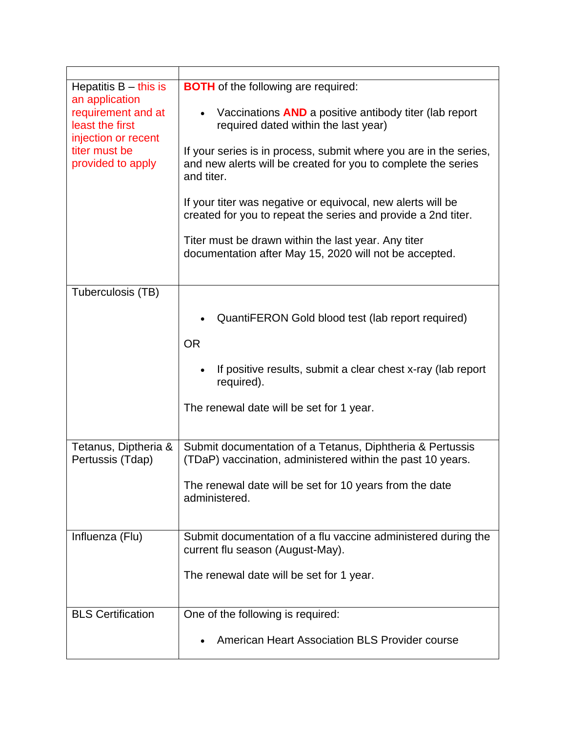| | |
|---|---|
| Hepatitis B – this is an application requirement and at least the first injection or recent titer must be provided to apply | **BOTH** of the following are required:<br><br>• Vaccinations **AND** a positive antibody titer (lab report required dated within the last year)<br><br>If your series is in process, submit where you are in the series, and new alerts will be created for you to complete the series and titer.<br><br>If your titer was negative or equivocal, new alerts will be created for you to repeat the series and provide a 2nd titer.<br><br>Titer must be drawn within the last year. Any titer documentation after May 15, 2020 will not be accepted. |
| Tuberculosis (TB) | • QuantiFERON Gold blood test (lab report required)<br><br>OR<br><br>• If positive results, submit a clear chest x-ray (lab report required).<br><br>The renewal date will be set for 1 year. |
| Tetanus, Diptheria & Pertussis (Tdap) | Submit documentation of a Tetanus, Diphtheria & Pertussis (TDaP) vaccination, administered within the past 10 years.<br><br>The renewal date will be set for 10 years from the date administered. |
| Influenza (Flu) | Submit documentation of a flu vaccine administered during the current flu season (August-May).<br><br>The renewal date will be set for 1 year. |
| BLS Certification | One of the following is required:<br><br>• American Heart Association BLS Provider course |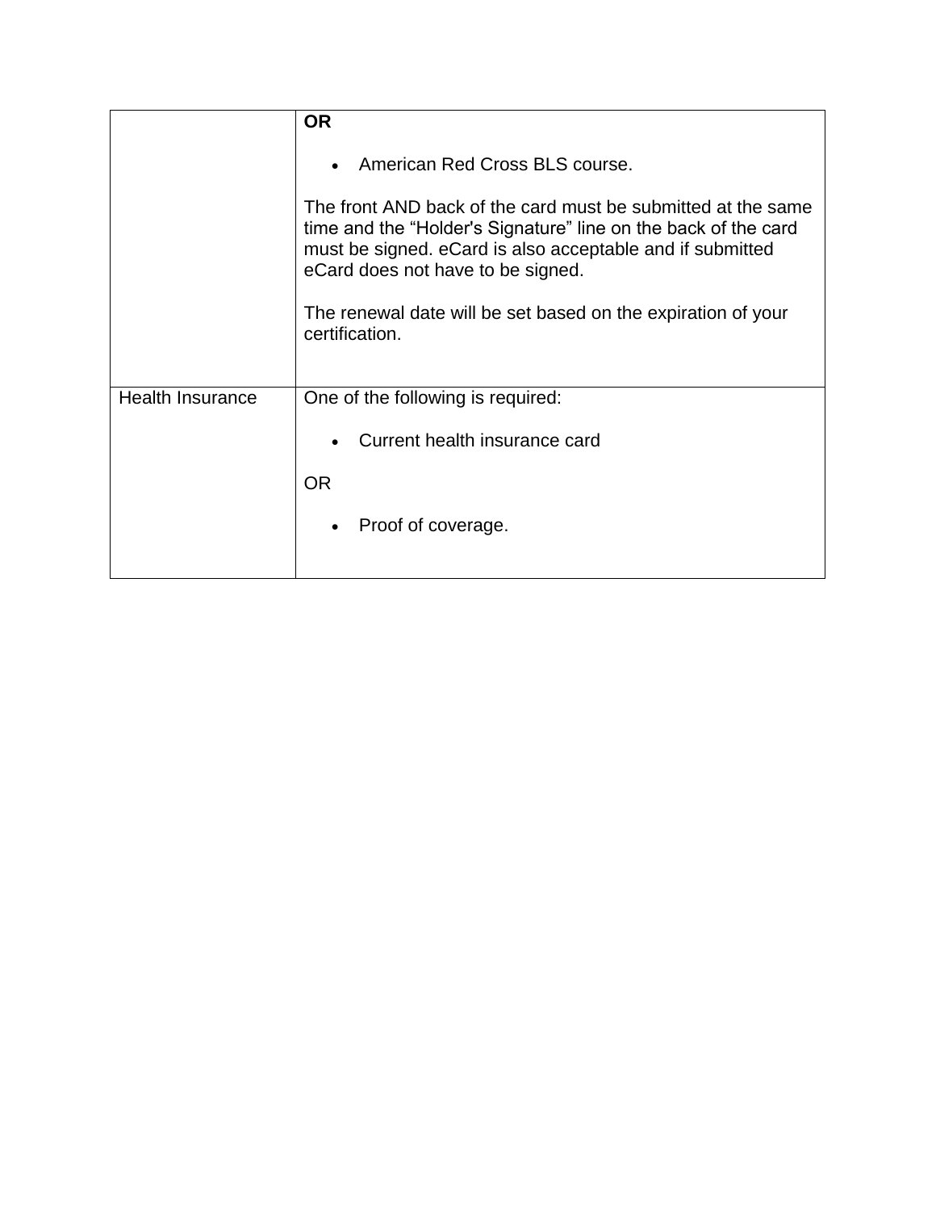| | |
|---|---|
| | **OR**<br><br>• American Red Cross BLS course.<br><br>The front AND back of the card must be submitted at the same time and the “Holder's Signature” line on the back of the card must be signed. eCard is also acceptable and if submitted eCard does not have to be signed.<br><br>The renewal date will be set based on the expiration of your certification. |
| Health Insurance | One of the following is required:<br><br>• Current health insurance card<br><br>OR<br><br>• Proof of coverage. |